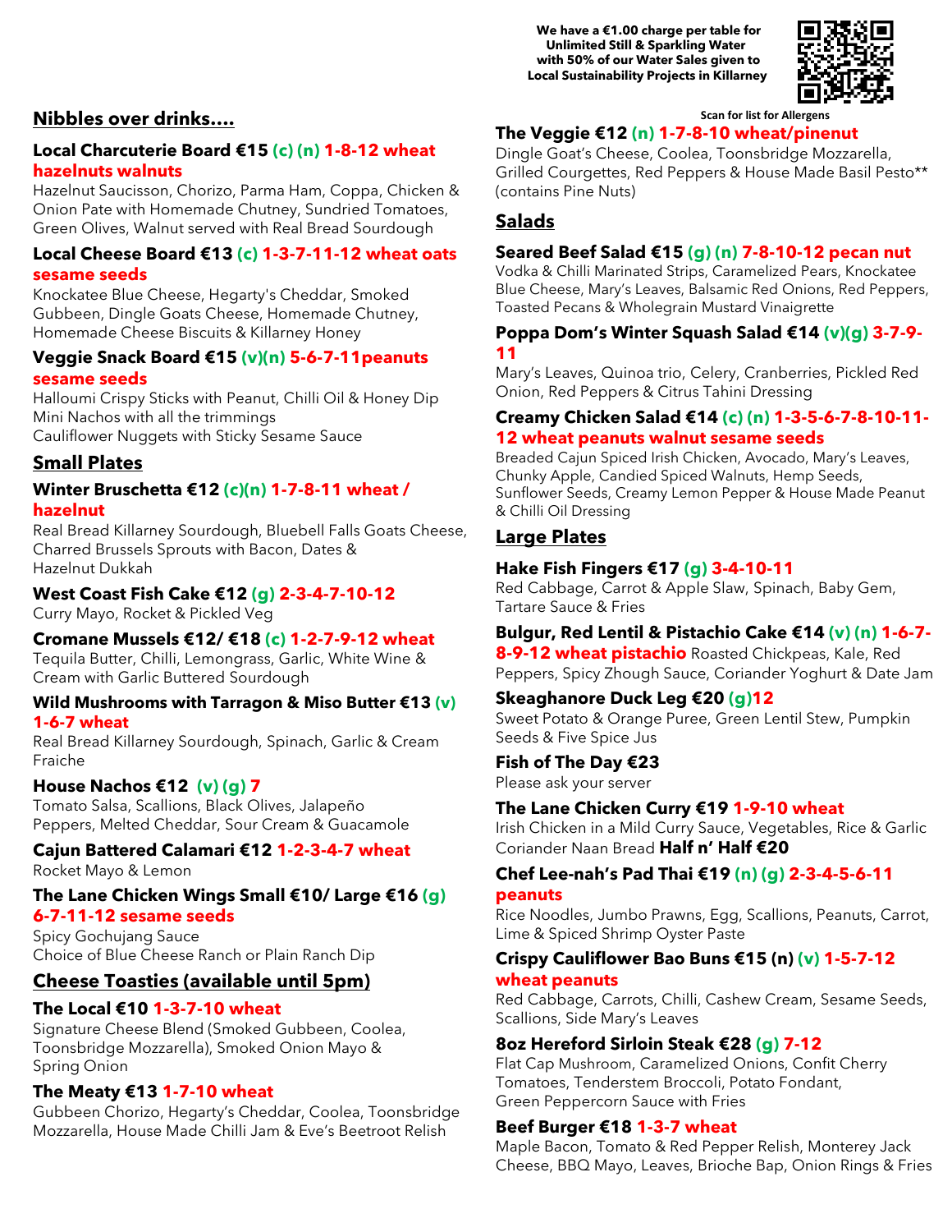We have a €1.00 charge per table for Unlimited Still & Sparkling Water with 50% of our Water Sales given to Local Sustainability Projects in Killarney

Scan for list for Allergens

## Nibbles over drinks....

### Local Charcuterie Board €15 (c) (n) 1-8-12 wheat hazelnuts walnuts
Hazelnut Saucisson, Chorizo, Parma Ham, Coppa, Chicken & Onion Pate with Homemade Chutney, Sundried Tomatoes, Green Olives, Walnut served with Real Bread Sourdough

### Local Cheese Board €13 (c) 1-3-7-11-12 wheat oats sesame seeds
Knockatee Blue Cheese, Hegarty's Cheddar, Smoked Gubbeen, Dingle Goats Cheese, Homemade Chutney, Homemade Cheese Biscuits & Killarney Honey

### Veggie Snack Board €15 (v)(n) 5-6-7-11peanuts sesame seeds
Halloumi Crispy Sticks with Peanut, Chilli Oil & Honey Dip
Mini Nachos with all the trimmings
Cauliflower Nuggets with Sticky Sesame Sauce

## Small Plates

### Winter Bruschetta €12 (c)(n) 1-7-8-11 wheat / hazelnut
Real Bread Killarney Sourdough, Bluebell Falls Goats Cheese, Charred Brussels Sprouts with Bacon, Dates & Hazelnut Dukkah

### West Coast Fish Cake €12 (g) 2-3-4-7-10-12
Curry Mayo, Rocket & Pickled Veg

### Cromane Mussels €12/ €18 (c) 1-2-7-9-12 wheat
Tequila Butter, Chilli, Lemongrass, Garlic, White Wine & Cream with Garlic Buttered Sourdough

### Wild Mushrooms with Tarragon & Miso Butter €13 (v) 1-6-7 wheat
Real Bread Killarney Sourdough, Spinach, Garlic & Cream Fraiche

### House Nachos €12 (v) (g) 7
Tomato Salsa, Scallions, Black Olives, Jalapeño Peppers, Melted Cheddar, Sour Cream & Guacamole

### Cajun Battered Calamari €12 1-2-3-4-7 wheat
Rocket Mayo & Lemon

### The Lane Chicken Wings Small €10/ Large €16 (g) 6-7-11-12 sesame seeds
Spicy Gochujang Sauce
Choice of Blue Cheese Ranch or Plain Ranch Dip

## Cheese Toasties (available until 5pm)

### The Local €10 1-3-7-10 wheat
Signature Cheese Blend (Smoked Gubbeen, Coolea, Toonsbridge Mozzarella), Smoked Onion Mayo & Spring Onion

### The Meaty €13 1-7-10 wheat
Gubbeen Chorizo, Hegarty's Cheddar, Coolea, Toonsbridge Mozzarella, House Made Chilli Jam & Eve's Beetroot Relish

### The Veggie €12 (n) 1-7-8-10 wheat/pinenut
Dingle Goat's Cheese, Coolea, Toonsbridge Mozzarella, Grilled Courgettes, Red Peppers & House Made Basil Pesto** (contains Pine Nuts)

## Salads

### Seared Beef Salad €15 (g) (n) 7-8-10-12 pecan nut
Vodka & Chilli Marinated Strips, Caramelized Pears, Knockatee Blue Cheese, Mary's Leaves, Balsamic Red Onions, Red Peppers, Toasted Pecans & Wholegrain Mustard Vinaigrette

### Poppa Dom's Winter Squash Salad €14 (v)(g) 3-7-9-11
Mary's Leaves, Quinoa trio, Celery, Cranberries, Pickled Red Onion, Red Peppers & Citrus Tahini Dressing

### Creamy Chicken Salad €14 (c) (n) 1-3-5-6-7-8-10-11-12 wheat peanuts walnut sesame seeds
Breaded Cajun Spiced Irish Chicken, Avocado, Mary's Leaves, Chunky Apple, Candied Spiced Walnuts, Hemp Seeds, Sunflower Seeds, Creamy Lemon Pepper & House Made Peanut & Chilli Oil Dressing

## Large Plates

### Hake Fish Fingers €17 (g) 3-4-10-11
Red Cabbage, Carrot & Apple Slaw, Spinach, Baby Gem, Tartare Sauce & Fries

### Bulgur, Red Lentil & Pistachio Cake €14 (v) (n) 1-6-7-8-9-12 wheat pistachio
Roasted Chickpeas, Kale, Red Peppers, Spicy Zhough Sauce, Coriander Yoghurt & Date Jam

### Skeaghanore Duck Leg €20 (g)12
Sweet Potato & Orange Puree, Green Lentil Stew, Pumpkin Seeds & Five Spice Jus

### Fish of The Day €23
Please ask your server

### The Lane Chicken Curry €19 1-9-10 wheat
Irish Chicken in a Mild Curry Sauce, Vegetables, Rice & Garlic Coriander Naan Bread **Half n' Half €20**

### Chef Lee-nah's Pad Thai €19 (n) (g) 2-3-4-5-6-11 peanuts
Rice Noodles, Jumbo Prawns, Egg, Scallions, Peanuts, Carrot, Lime & Spiced Shrimp Oyster Paste

### Crispy Cauliflower Bao Buns €15 (n) (v) 1-5-7-12 wheat peanuts
Red Cabbage, Carrots, Chilli, Cashew Cream, Sesame Seeds, Scallions, Side Mary's Leaves

### 8oz Hereford Sirloin Steak €28 (g) 7-12
Flat Cap Mushroom, Caramelized Onions, Confit Cherry Tomatoes, Tenderstem Broccoli, Potato Fondant, Green Peppercorn Sauce with Fries

### Beef Burger €18 1-3-7 wheat
Maple Bacon, Tomato & Red Pepper Relish, Monterey Jack Cheese, BBQ Mayo, Leaves, Brioche Bap, Onion Rings & Fries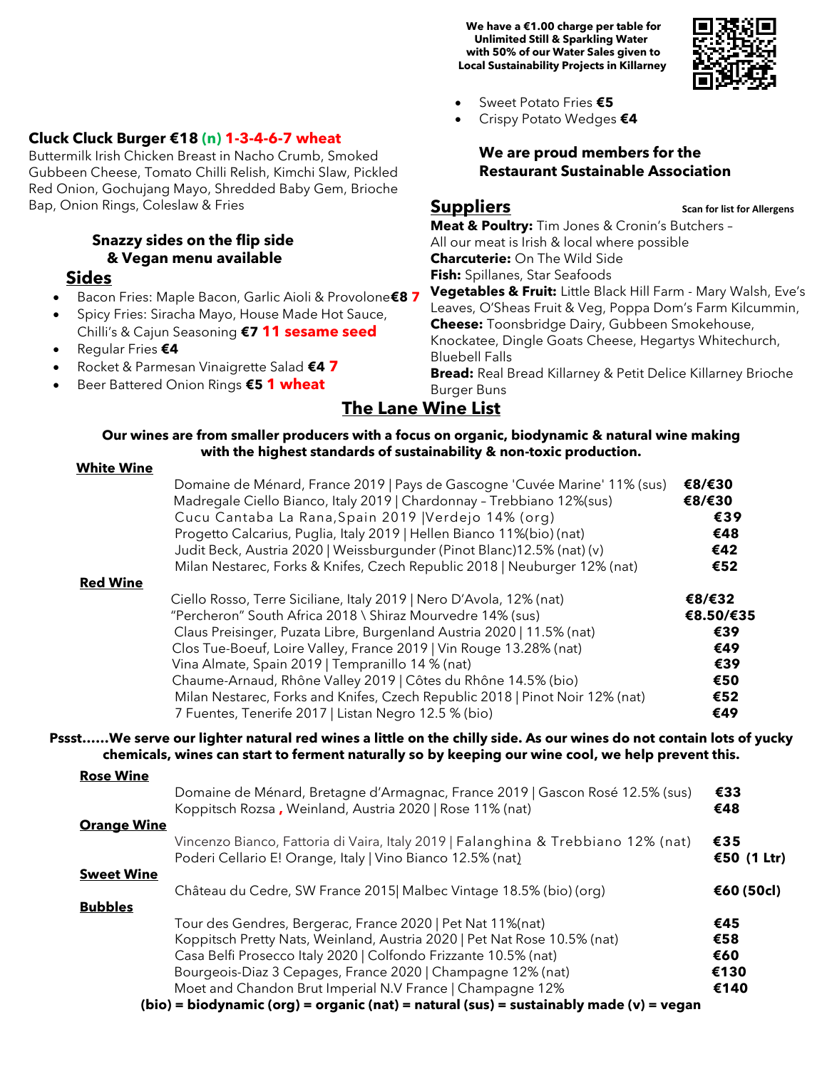**We have a €1.00 charge per table for Unlimited Still & Sparkling Water with 50% of our Water Sales given to Local Sustainability Projects in Killarney**

- Sweet Potato Fries **€5**
- Crispy Potato Wedges **€4**

**Cluck Cluck Burger €18 (n) 1-3-4-6-7 wheat**

Buttermilk Irish Chicken Breast in Nacho Crumb, Smoked Gubbeen Cheese, Tomato Chilli Relish, Kimchi Slaw, Pickled Red Onion, Gochujang Mayo, Shredded Baby Gem, Brioche Bap, Onion Rings, Coleslaw & Fries

**Snazzy sides on the flip side & Vegan menu available**

## Sides

- Bacon Fries: Maple Bacon, Garlic Aioli & Provolone **€8 7**
- Spicy Fries: Siracha Mayo, House Made Hot Sauce, Chilli's & Cajun Seasoning **€7 11 sesame seed**
- Regular Fries **€4**
- Rocket & Parmesan Vinaigrette Salad **€4 7**
- Beer Battered Onion Rings **€5 1 wheat**

**We are proud members for the Restaurant Sustainable Association**

## Suppliers

**Scan for list for Allergens**

**Meat & Poultry:** Tim Jones & Cronin's Butchers – All our meat is Irish & local where possible
**Charcuterie:** On The Wild Side
**Fish:** Spillanes, Star Seafoods
**Vegetables & Fruit:** Little Black Hill Farm - Mary Walsh, Eve's Leaves, O'Sheas Fruit & Veg, Poppa Dom's Farm Kilcummin,
**Cheese:** Toonsbridge Dairy, Gubbeen Smokehouse, Knockatee, Dingle Goats Cheese, Hegartys Whitechurch, Bluebell Falls
**Bread:** Real Bread Killarney & Petit Delice Killarney Brioche Burger Buns

## The Lane Wine List

**Our wines are from smaller producers with a focus on organic, biodynamic & natural wine making with the highest standards of sustainability & non-toxic production.**

### White Wine

| | |
|---|---|
| Domaine de Ménard, France 2019 \| Pays de Gascogne 'Cuvée Marine' 11% (sus) | **€8/€30** |
| Madregale Ciello Bianco, Italy 2019 \| Chardonnay – Trebbiano 12%(sus) | **€8/€30** |
| Cucu Cantaba La Rana, Spain 2019 \|Verdejo 14% (org) | **€39** |
| Progetto Calcarius, Puglia, Italy 2019 \| Hellen Bianco 11%(bio) (nat) | **€48** |
| Judit Beck, Austria 2020 \| Weissburgunder (Pinot Blanc)12.5% (nat) (v) | **€42** |
| Milan Nestarec, Forks & Knifes, Czech Republic 2018 \| Neuburger 12% (nat) | **€52** |

### Red Wine

| | |
|---|---|
| Ciello Rosso, Terre Siciliane, Italy 2019 \| Nero D'Avola, 12% (nat) | **€8/€32** |
| "Percheron" South Africa 2018 \ Shiraz Mourvedre 14% (sus) | **€8.50/€35** |
| Claus Preisinger, Puzata Libre, Burgenland Austria 2020 \| 11.5% (nat) | **€39** |
| Clos Tue-Boeuf, Loire Valley, France 2019 \| Vin Rouge 13.28% (nat) | **€49** |
| Vina Almate, Spain 2019 \| Tempranillo 14 % (nat) | **€39** |
| Chaume-Arnaud, Rhône Valley 2019 \| Côtes du Rhône 14.5% (bio) | **€50** |
| Milan Nestarec, Forks and Knifes, Czech Republic 2018 \| Pinot Noir 12% (nat) | **€52** |
| 7 Fuentes, Tenerife 2017 \| Listan Negro 12.5 % (bio) | **€49** |

**Pssst......We serve our lighter natural red wines a little on the chilly side. As our wines do not contain lots of yucky chemicals, wines can start to ferment naturally so by keeping our wine cool, we help prevent this.**

### Rose Wine

| | |
|---|---|
| Domaine de Ménard, Bretagne d'Armagnac, France 2019 \| Gascon Rosé 12.5% (sus) | **€33** |
| Koppitsch Rozsa , Weinland, Austria 2020 \| Rose 11% (nat) | **€48** |

### Orange Wine

| | |
|---|---|
| Vincenzo Bianco, Fattoria di Vaira, Italy 2019 \| Falanghina & Trebbiano 12% (nat) | **€35** |
| Poderi Cellario E! Orange, Italy \| Vino Bianco 12.5% (nat) | **€50 (1 Ltr)** |

### Sweet Wine

| | |
|---|---|
| Château du Cedre, SW France 2015\| Malbec Vintage 18.5% (bio) (org) | **€60 (50cl)** |

### Bubbles

| | |
|---|---|
| Tour des Gendres, Bergerac, France 2020 \| Pet Nat 11%(nat) | **€45** |
| Koppitsch Pretty Nats, Weinland, Austria 2020 \| Pet Nat Rose 10.5% (nat) | **€58** |
| Casa Belfi Prosecco Italy 2020 \| Colfondo Frizzante 10.5% (nat) | **€60** |
| Bourgeois-Diaz 3 Cepages, France 2020 \| Champagne 12% (nat) | **€130** |
| Moet and Chandon Brut Imperial N.V France \| Champagne 12% | **€140** |

**(bio) = biodynamic (org) = organic (nat) = natural (sus) = sustainably made (v) = vegan**